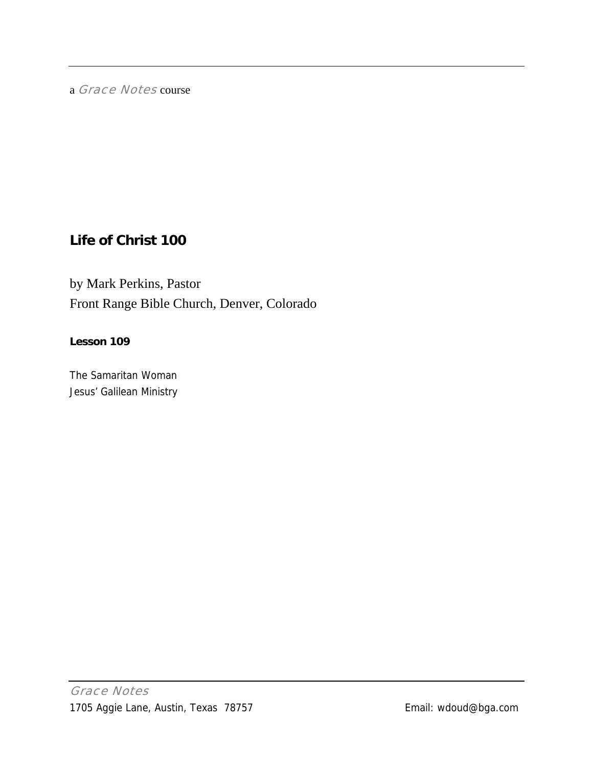a *Grace Notes* course

# Life of Christ 100

by Mark Perkins, Pastor
Front Range Bible Church, Denver, Colorado

**Lesson 109**

The Samaritan Woman
Jesus' Galilean Ministry

*Grace Notes*
1705 Aggie Lane, Austin, Texas 78757 Email: wdoud@bga.com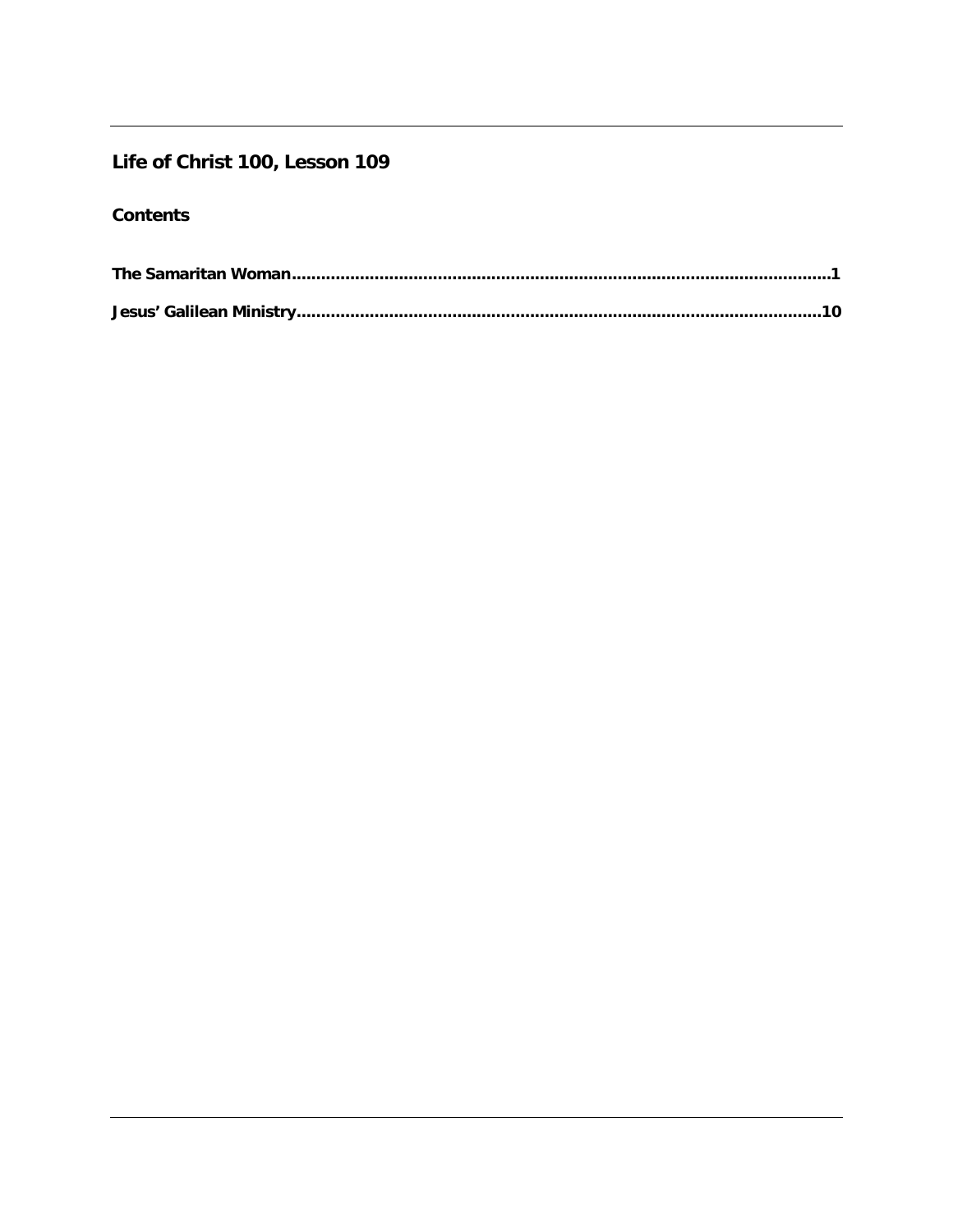## Life of Christ 100, Lesson 109

### Contents

**The Samaritan Woman..........................................................................................................1**

**Jesus' Galilean Ministry......................................................................................................10**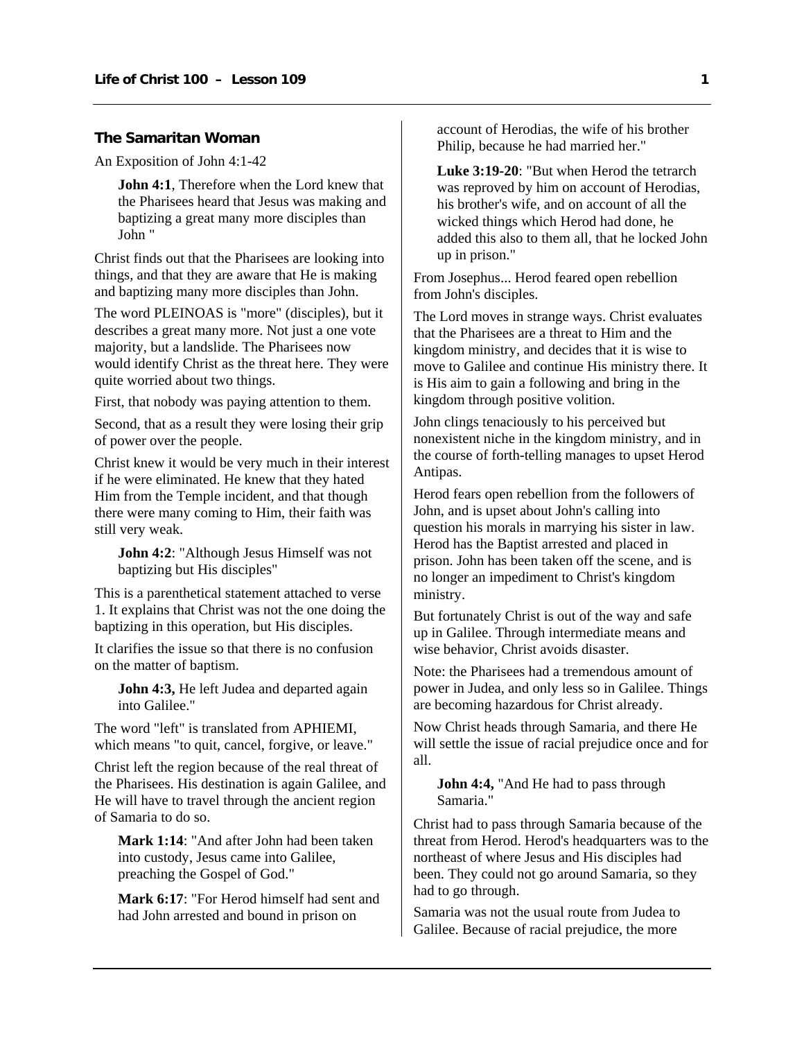## The Samaritan Woman

An Exposition of John 4:1-42

> **John 4:1**, Therefore when the Lord knew that the Pharisees heard that Jesus was making and baptizing a great many more disciples than John "

Christ finds out that the Pharisees are looking into things, and that they are aware that He is making and baptizing many more disciples than John.

The word PLEINOAS is "more" (disciples), but it describes a great many more. Not just a one vote majority, but a landslide. The Pharisees now would identify Christ as the threat here. They were quite worried about two things.

First, that nobody was paying attention to them.

Second, that as a result they were losing their grip of power over the people.

Christ knew it would be very much in their interest if he were eliminated. He knew that they hated Him from the Temple incident, and that though there were many coming to Him, their faith was still very weak.

> **John 4:2**: "Although Jesus Himself was not baptizing but His disciples"

This is a parenthetical statement attached to verse 1. It explains that Christ was not the one doing the baptizing in this operation, but His disciples.

It clarifies the issue so that there is no confusion on the matter of baptism.

> **John 4:3,** He left Judea and departed again into Galilee."

The word "left" is translated from APHIEMI, which means "to quit, cancel, forgive, or leave."

Christ left the region because of the real threat of the Pharisees. His destination is again Galilee, and He will have to travel through the ancient region of Samaria to do so.

> **Mark 1:14**: "And after John had been taken into custody, Jesus came into Galilee, preaching the Gospel of God."

> **Mark 6:17**: "For Herod himself had sent and had John arrested and bound in prison on account of Herodias, the wife of his brother Philip, because he had married her."

> **Luke 3:19-20**: "But when Herod the tetrarch was reproved by him on account of Herodias, his brother's wife, and on account of all the wicked things which Herod had done, he added this also to them all, that he locked John up in prison."

From Josephus... Herod feared open rebellion from John's disciples.

The Lord moves in strange ways. Christ evaluates that the Pharisees are a threat to Him and the kingdom ministry, and decides that it is wise to move to Galilee and continue His ministry there. It is His aim to gain a following and bring in the kingdom through positive volition.

John clings tenaciously to his perceived but nonexistent niche in the kingdom ministry, and in the course of forth-telling manages to upset Herod Antipas.

Herod fears open rebellion from the followers of John, and is upset about John's calling into question his morals in marrying his sister in law. Herod has the Baptist arrested and placed in prison. John has been taken off the scene, and is no longer an impediment to Christ's kingdom ministry.

But fortunately Christ is out of the way and safe up in Galilee. Through intermediate means and wise behavior, Christ avoids disaster.

Note: the Pharisees had a tremendous amount of power in Judea, and only less so in Galilee. Things are becoming hazardous for Christ already.

Now Christ heads through Samaria, and there He will settle the issue of racial prejudice once and for all.

> **John 4:4,** "And He had to pass through Samaria."

Christ had to pass through Samaria because of the threat from Herod. Herod's headquarters was to the northeast of where Jesus and His disciples had been. They could not go around Samaria, so they had to go through.

Samaria was not the usual route from Judea to Galilee. Because of racial prejudice, the more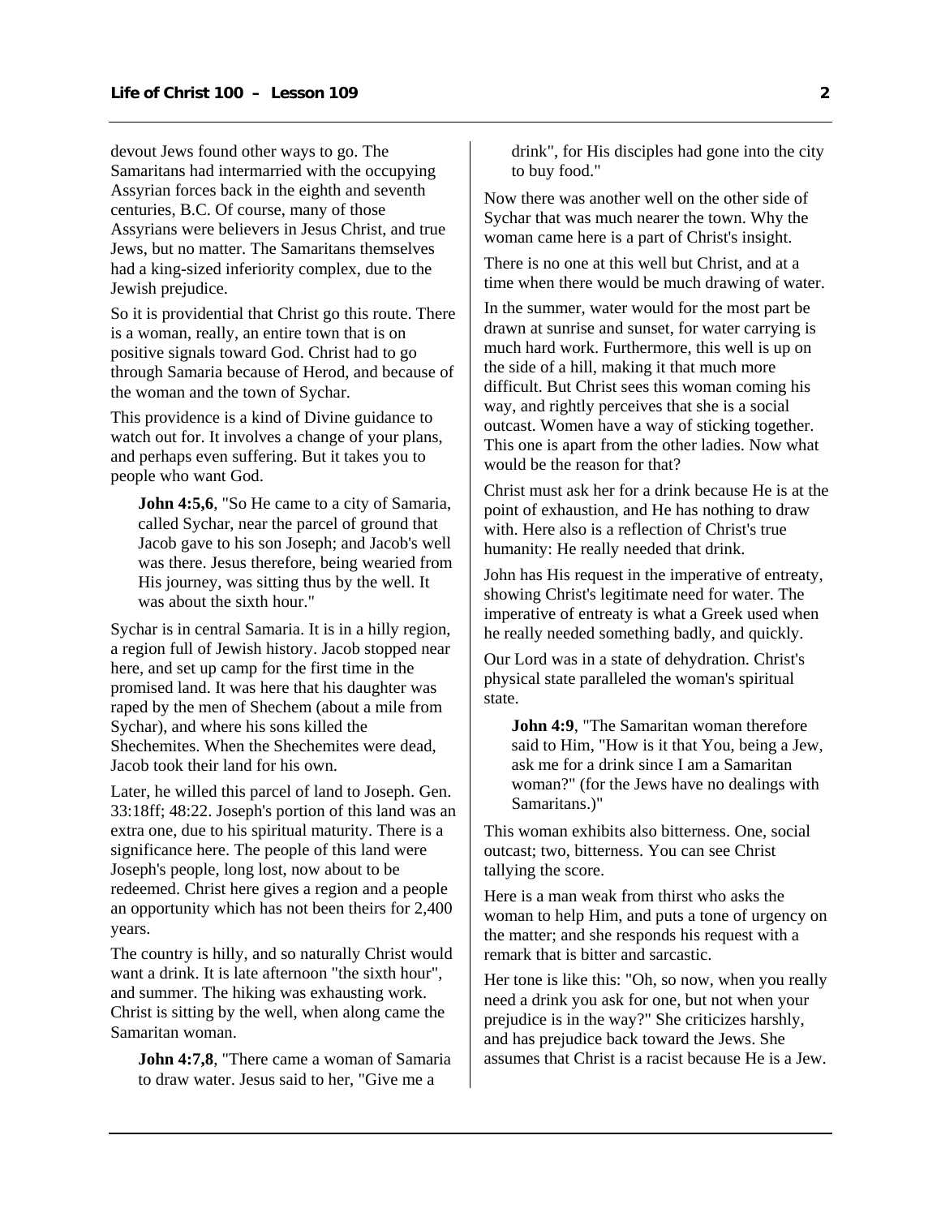devout Jews found other ways to go. The Samaritans had intermarried with the occupying Assyrian forces back in the eighth and seventh centuries, B.C. Of course, many of those Assyrians were believers in Jesus Christ, and true Jews, but no matter. The Samaritans themselves had a king-sized inferiority complex, due to the Jewish prejudice.

So it is providential that Christ go this route. There is a woman, really, an entire town that is on positive signals toward God. Christ had to go through Samaria because of Herod, and because of the woman and the town of Sychar.

This providence is a kind of Divine guidance to watch out for. It involves a change of your plans, and perhaps even suffering. But it takes you to people who want God.

> **John 4:5,6**, "So He came to a city of Samaria, called Sychar, near the parcel of ground that Jacob gave to his son Joseph; and Jacob's well was there. Jesus therefore, being wearied from His journey, was sitting thus by the well. It was about the sixth hour."

Sychar is in central Samaria. It is in a hilly region, a region full of Jewish history. Jacob stopped near here, and set up camp for the first time in the promised land. It was here that his daughter was raped by the men of Shechem (about a mile from Sychar), and where his sons killed the Shechemites. When the Shechemites were dead, Jacob took their land for his own.

Later, he willed this parcel of land to Joseph. Gen. 33:18ff; 48:22. Joseph's portion of this land was an extra one, due to his spiritual maturity. There is a significance here. The people of this land were Joseph's people, long lost, now about to be redeemed. Christ here gives a region and a people an opportunity which has not been theirs for 2,400 years.

The country is hilly, and so naturally Christ would want a drink. It is late afternoon "the sixth hour", and summer. The hiking was exhausting work. Christ is sitting by the well, when along came the Samaritan woman.

> **John 4:7,8**, "There came a woman of Samaria to draw water. Jesus said to her, "Give me a drink", for His disciples had gone into the city to buy food."

Now there was another well on the other side of Sychar that was much nearer the town. Why the woman came here is a part of Christ's insight.

There is no one at this well but Christ, and at a time when there would be much drawing of water.

In the summer, water would for the most part be drawn at sunrise and sunset, for water carrying is much hard work. Furthermore, this well is up on the side of a hill, making it that much more difficult. But Christ sees this woman coming his way, and rightly perceives that she is a social outcast. Women have a way of sticking together. This one is apart from the other ladies. Now what would be the reason for that?

Christ must ask her for a drink because He is at the point of exhaustion, and He has nothing to draw with. Here also is a reflection of Christ's true humanity: He really needed that drink.

John has His request in the imperative of entreaty, showing Christ's legitimate need for water. The imperative of entreaty is what a Greek used when he really needed something badly, and quickly.

Our Lord was in a state of dehydration. Christ's physical state paralleled the woman's spiritual state.

> **John 4:9**, "The Samaritan woman therefore said to Him, "How is it that You, being a Jew, ask me for a drink since I am a Samaritan woman?" (for the Jews have no dealings with Samaritans.)"

This woman exhibits also bitterness. One, social outcast; two, bitterness. You can see Christ tallying the score.

Here is a man weak from thirst who asks the woman to help Him, and puts a tone of urgency on the matter; and she responds his request with a remark that is bitter and sarcastic.

Her tone is like this: "Oh, so now, when you really need a drink you ask for one, but not when your prejudice is in the way?" She criticizes harshly, and has prejudice back toward the Jews. She assumes that Christ is a racist because He is a Jew.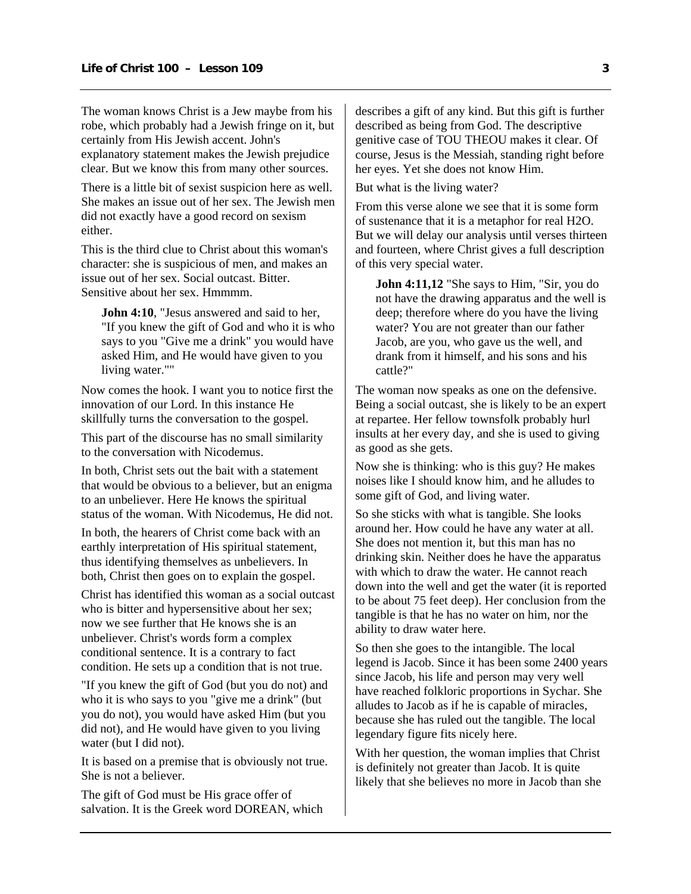The woman knows Christ is a Jew maybe from his robe, which probably had a Jewish fringe on it, but certainly from His Jewish accent. John's explanatory statement makes the Jewish prejudice clear. But we know this from many other sources.

There is a little bit of sexist suspicion here as well. She makes an issue out of her sex. The Jewish men did not exactly have a good record on sexism either.

This is the third clue to Christ about this woman's character: she is suspicious of men, and makes an issue out of her sex. Social outcast. Bitter. Sensitive about her sex. Hmmmm.

> **John 4:10**, "Jesus answered and said to her, "If you knew the gift of God and who it is who says to you "Give me a drink" you would have asked Him, and He would have given to you living water.""

Now comes the hook. I want you to notice first the innovation of our Lord. In this instance He skillfully turns the conversation to the gospel.

This part of the discourse has no small similarity to the conversation with Nicodemus.

In both, Christ sets out the bait with a statement that would be obvious to a believer, but an enigma to an unbeliever. Here He knows the spiritual status of the woman. With Nicodemus, He did not.

In both, the hearers of Christ come back with an earthly interpretation of His spiritual statement, thus identifying themselves as unbelievers. In both, Christ then goes on to explain the gospel.

Christ has identified this woman as a social outcast who is bitter and hypersensitive about her sex; now we see further that He knows she is an unbeliever. Christ's words form a complex conditional sentence. It is a contrary to fact condition. He sets up a condition that is not true.

"If you knew the gift of God (but you do not) and who it is who says to you "give me a drink" (but you do not), you would have asked Him (but you did not), and He would have given to you living water (but I did not).

It is based on a premise that is obviously not true. She is not a believer.

The gift of God must be His grace offer of salvation. It is the Greek word DOREAN, which describes a gift of any kind. But this gift is further described as being from God. The descriptive genitive case of TOU THEOU makes it clear. Of course, Jesus is the Messiah, standing right before her eyes. Yet she does not know Him.

But what is the living water?

From this verse alone we see that it is some form of sustenance that it is a metaphor for real H2O. But we will delay our analysis until verses thirteen and fourteen, where Christ gives a full description of this very special water.

> **John 4:11,12** "She says to Him, "Sir, you do not have the drawing apparatus and the well is deep; therefore where do you have the living water? You are not greater than our father Jacob, are you, who gave us the well, and drank from it himself, and his sons and his cattle?"

The woman now speaks as one on the defensive. Being a social outcast, she is likely to be an expert at repartee. Her fellow townsfolk probably hurl insults at her every day, and she is used to giving as good as she gets.

Now she is thinking: who is this guy? He makes noises like I should know him, and he alludes to some gift of God, and living water.

So she sticks with what is tangible. She looks around her. How could he have any water at all. She does not mention it, but this man has no drinking skin. Neither does he have the apparatus with which to draw the water. He cannot reach down into the well and get the water (it is reported to be about 75 feet deep). Her conclusion from the tangible is that he has no water on him, nor the ability to draw water here.

So then she goes to the intangible. The local legend is Jacob. Since it has been some 2400 years since Jacob, his life and person may very well have reached folkloric proportions in Sychar. She alludes to Jacob as if he is capable of miracles, because she has ruled out the tangible. The local legendary figure fits nicely here.

With her question, the woman implies that Christ is definitely not greater than Jacob. It is quite likely that she believes no more in Jacob than she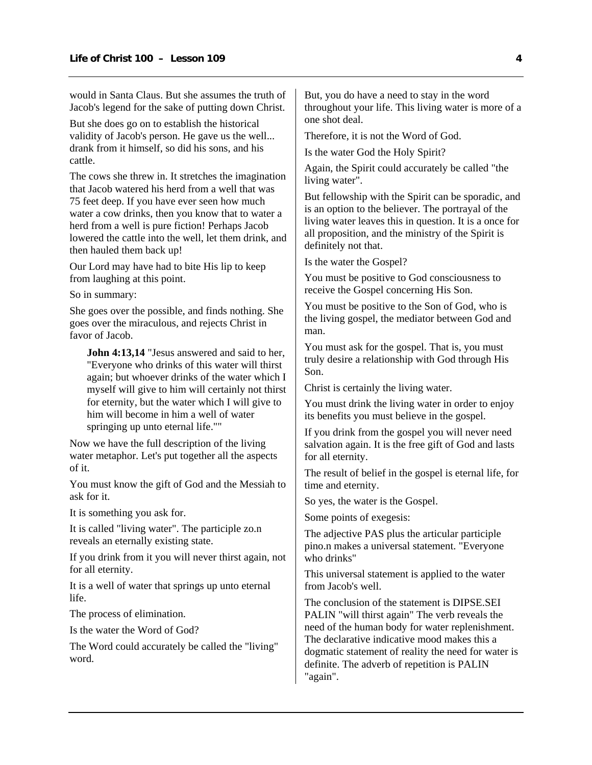would in Santa Claus. But she assumes the truth of Jacob's legend for the sake of putting down Christ.

But she does go on to establish the historical validity of Jacob's person. He gave us the well... drank from it himself, so did his sons, and his cattle.

The cows she threw in. It stretches the imagination that Jacob watered his herd from a well that was 75 feet deep. If you have ever seen how much water a cow drinks, then you know that to water a herd from a well is pure fiction! Perhaps Jacob lowered the cattle into the well, let them drink, and then hauled them back up!

Our Lord may have had to bite His lip to keep from laughing at this point.

So in summary:

She goes over the possible, and finds nothing. She goes over the miraculous, and rejects Christ in favor of Jacob.

> **John 4:13,14** "Jesus answered and said to her, "Everyone who drinks of this water will thirst again; but whoever drinks of the water which I myself will give to him will certainly not thirst for eternity, but the water which I will give to him will become in him a well of water springing up unto eternal life.""

Now we have the full description of the living water metaphor. Let's put together all the aspects of it.

You must know the gift of God and the Messiah to ask for it.

It is something you ask for.

It is called "living water". The participle zo.n reveals an eternally existing state.

If you drink from it you will never thirst again, not for all eternity.

It is a well of water that springs up unto eternal life.

The process of elimination.

Is the water the Word of God?

The Word could accurately be called the "living" word.

But, you do have a need to stay in the word throughout your life. This living water is more of a one shot deal.

Therefore, it is not the Word of God.

Is the water God the Holy Spirit?

Again, the Spirit could accurately be called "the living water".

But fellowship with the Spirit can be sporadic, and is an option to the believer. The portrayal of the living water leaves this in question. It is a once for all proposition, and the ministry of the Spirit is definitely not that.

Is the water the Gospel?

You must be positive to God consciousness to receive the Gospel concerning His Son.

You must be positive to the Son of God, who is the living gospel, the mediator between God and man.

You must ask for the gospel. That is, you must truly desire a relationship with God through His Son.

Christ is certainly the living water.

You must drink the living water in order to enjoy its benefits you must believe in the gospel.

If you drink from the gospel you will never need salvation again. It is the free gift of God and lasts for all eternity.

The result of belief in the gospel is eternal life, for time and eternity.

So yes, the water is the Gospel.

Some points of exegesis:

The adjective PAS plus the articular participle pino.n makes a universal statement. "Everyone who drinks"

This universal statement is applied to the water from Jacob's well.

The conclusion of the statement is DIPSE.SEI PALIN "will thirst again" The verb reveals the need of the human body for water replenishment. The declarative indicative mood makes this a dogmatic statement of reality the need for water is definite. The adverb of repetition is PALIN "again".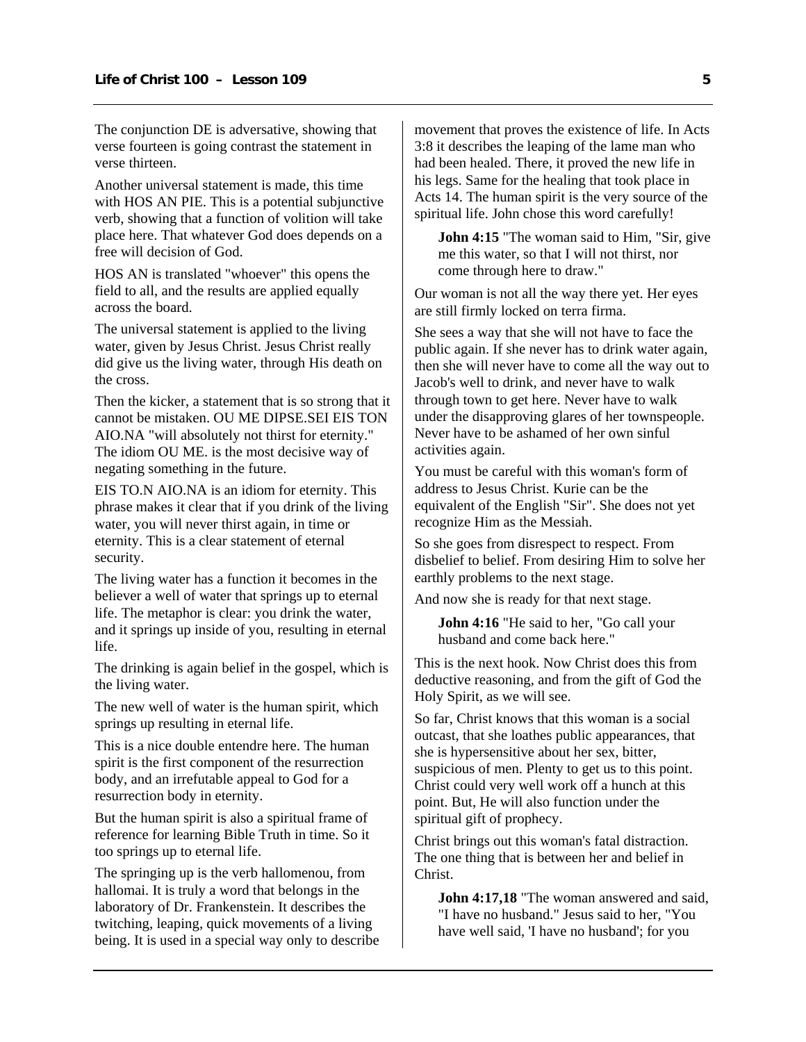The conjunction DE is adversative, showing that verse fourteen is going contrast the statement in verse thirteen.

Another universal statement is made, this time with HOS AN PIE. This is a potential subjunctive verb, showing that a function of volition will take place here. That whatever God does depends on a free will decision of God.

HOS AN is translated "whoever" this opens the field to all, and the results are applied equally across the board.

The universal statement is applied to the living water, given by Jesus Christ. Jesus Christ really did give us the living water, through His death on the cross.

Then the kicker, a statement that is so strong that it cannot be mistaken. OU ME DIPSE.SEI EIS TON AIO.NA "will absolutely not thirst for eternity." The idiom OU ME. is the most decisive way of negating something in the future.

EIS TO.N AIO.NA is an idiom for eternity. This phrase makes it clear that if you drink of the living water, you will never thirst again, in time or eternity. This is a clear statement of eternal security.

The living water has a function it becomes in the believer a well of water that springs up to eternal life. The metaphor is clear: you drink the water, and it springs up inside of you, resulting in eternal life.

The drinking is again belief in the gospel, which is the living water.

The new well of water is the human spirit, which springs up resulting in eternal life.

This is a nice double entendre here. The human spirit is the first component of the resurrection body, and an irrefutable appeal to God for a resurrection body in eternity.

But the human spirit is also a spiritual frame of reference for learning Bible Truth in time. So it too springs up to eternal life.

The springing up is the verb hallomenou, from hallomai. It is truly a word that belongs in the laboratory of Dr. Frankenstein. It describes the twitching, leaping, quick movements of a living being. It is used in a special way only to describe movement that proves the existence of life. In Acts 3:8 it describes the leaping of the lame man who had been healed. There, it proved the new life in his legs. Same for the healing that took place in Acts 14. The human spirit is the very source of the spiritual life. John chose this word carefully!

> **John 4:15** "The woman said to Him, "Sir, give me this water, so that I will not thirst, nor come through here to draw."

Our woman is not all the way there yet. Her eyes are still firmly locked on terra firma.

She sees a way that she will not have to face the public again. If she never has to drink water again, then she will never have to come all the way out to Jacob's well to drink, and never have to walk through town to get here. Never have to walk under the disapproving glares of her townspeople. Never have to be ashamed of her own sinful activities again.

You must be careful with this woman's form of address to Jesus Christ. Kurie can be the equivalent of the English "Sir". She does not yet recognize Him as the Messiah.

So she goes from disrespect to respect. From disbelief to belief. From desiring Him to solve her earthly problems to the next stage.

And now she is ready for that next stage.

> **John 4:16** "He said to her, "Go call your husband and come back here."

This is the next hook. Now Christ does this from deductive reasoning, and from the gift of God the Holy Spirit, as we will see.

So far, Christ knows that this woman is a social outcast, that she loathes public appearances, that she is hypersensitive about her sex, bitter, suspicious of men. Plenty to get us to this point. Christ could very well work off a hunch at this point. But, He will also function under the spiritual gift of prophecy.

Christ brings out this woman's fatal distraction. The one thing that is between her and belief in Christ.

> **John 4:17,18** "The woman answered and said, "I have no husband." Jesus said to her, "You have well said, 'I have no husband'; for you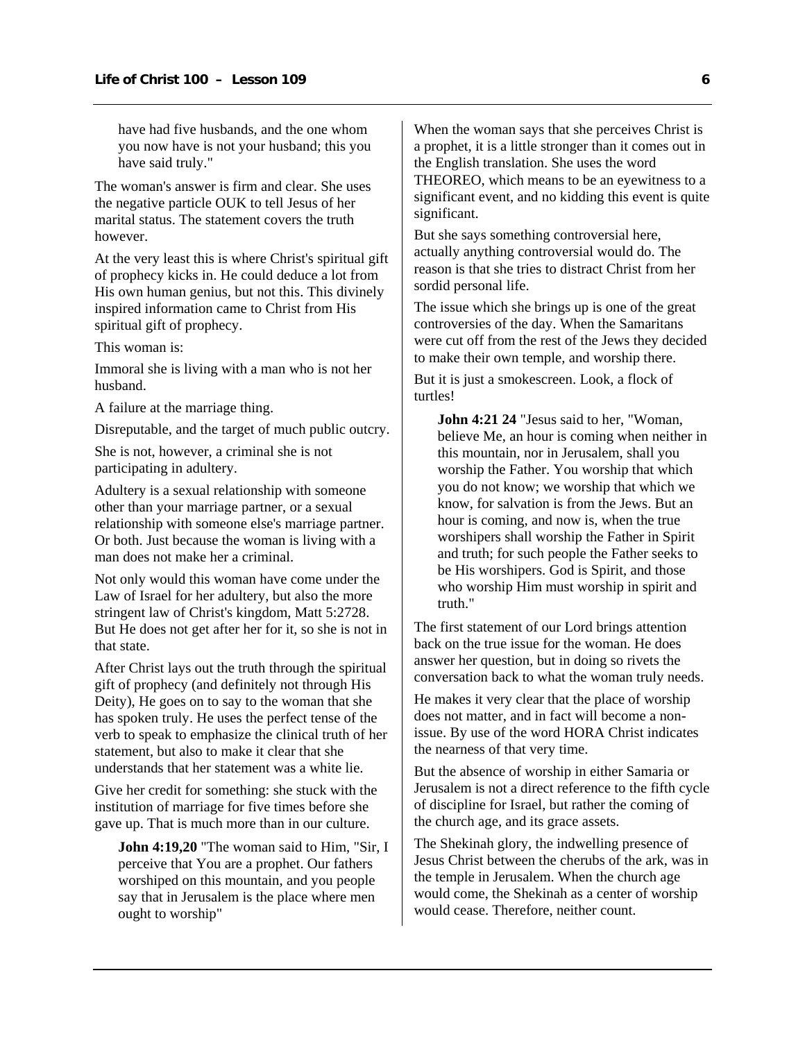> have had five husbands, and the one whom you now have is not your husband; this you have said truly."

The woman's answer is firm and clear. She uses the negative particle OUK to tell Jesus of her marital status. The statement covers the truth however.

At the very least this is where Christ's spiritual gift of prophecy kicks in. He could deduce a lot from His own human genius, but not this. This divinely inspired information came to Christ from His spiritual gift of prophecy.

This woman is:

Immoral she is living with a man who is not her husband.

A failure at the marriage thing.

Disreputable, and the target of much public outcry.

She is not, however, a criminal she is not participating in adultery.

Adultery is a sexual relationship with someone other than your marriage partner, or a sexual relationship with someone else's marriage partner. Or both. Just because the woman is living with a man does not make her a criminal.

Not only would this woman have come under the Law of Israel for her adultery, but also the more stringent law of Christ's kingdom, Matt 5:2728. But He does not get after her for it, so she is not in that state.

After Christ lays out the truth through the spiritual gift of prophecy (and definitely not through His Deity), He goes on to say to the woman that she has spoken truly. He uses the perfect tense of the verb to speak to emphasize the clinical truth of her statement, but also to make it clear that she understands that her statement was a white lie.

Give her credit for something: she stuck with the institution of marriage for five times before she gave up. That is much more than in our culture.

> **John 4:19,20** "The woman said to Him, "Sir, I perceive that You are a prophet. Our fathers worshiped on this mountain, and you people say that in Jerusalem is the place where men ought to worship"

When the woman says that she perceives Christ is a prophet, it is a little stronger than it comes out in the English translation. She uses the word THEOREO, which means to be an eyewitness to a significant event, and no kidding this event is quite significant.

But she says something controversial here, actually anything controversial would do. The reason is that she tries to distract Christ from her sordid personal life.

The issue which she brings up is one of the great controversies of the day. When the Samaritans were cut off from the rest of the Jews they decided to make their own temple, and worship there.

But it is just a smokescreen. Look, a flock of turtles!

> **John 4:21 24** "Jesus said to her, "Woman, believe Me, an hour is coming when neither in this mountain, nor in Jerusalem, shall you worship the Father. You worship that which you do not know; we worship that which we know, for salvation is from the Jews. But an hour is coming, and now is, when the true worshipers shall worship the Father in Spirit and truth; for such people the Father seeks to be His worshipers. God is Spirit, and those who worship Him must worship in spirit and truth."

The first statement of our Lord brings attention back on the true issue for the woman. He does answer her question, but in doing so rivets the conversation back to what the woman truly needs.

He makes it very clear that the place of worship does not matter, and in fact will become a non-issue. By use of the word HORA Christ indicates the nearness of that very time.

But the absence of worship in either Samaria or Jerusalem is not a direct reference to the fifth cycle of discipline for Israel, but rather the coming of the church age, and its grace assets.

The Shekinah glory, the indwelling presence of Jesus Christ between the cherubs of the ark, was in the temple in Jerusalem. When the church age would come, the Shekinah as a center of worship would cease. Therefore, neither count.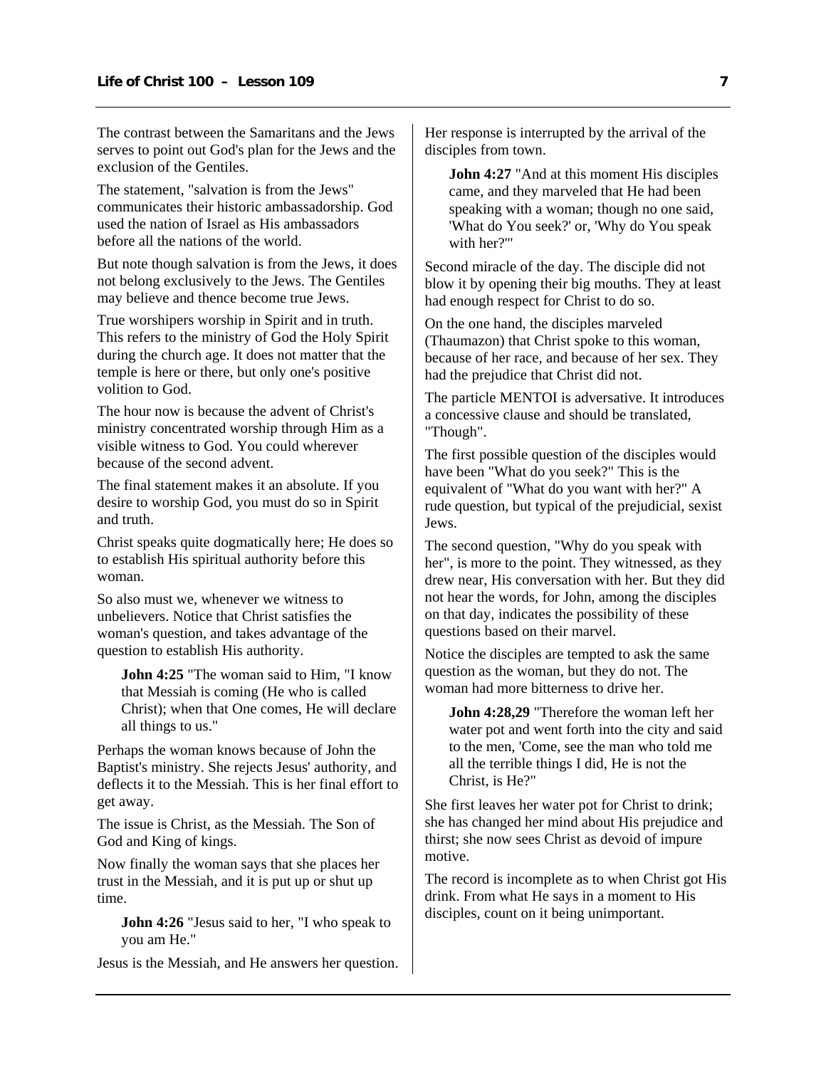The contrast between the Samaritans and the Jews serves to point out God's plan for the Jews and the exclusion of the Gentiles.

The statement, "salvation is from the Jews" communicates their historic ambassadorship. God used the nation of Israel as His ambassadors before all the nations of the world.

But note though salvation is from the Jews, it does not belong exclusively to the Jews. The Gentiles may believe and thence become true Jews.

True worshipers worship in Spirit and in truth. This refers to the ministry of God the Holy Spirit during the church age. It does not matter that the temple is here or there, but only one's positive volition to God.

The hour now is because the advent of Christ's ministry concentrated worship through Him as a visible witness to God. You could wherever because of the second advent.

The final statement makes it an absolute. If you desire to worship God, you must do so in Spirit and truth.

Christ speaks quite dogmatically here; He does so to establish His spiritual authority before this woman.

So also must we, whenever we witness to unbelievers. Notice that Christ satisfies the woman's question, and takes advantage of the question to establish His authority.

> **John 4:25** "The woman said to Him, "I know that Messiah is coming (He who is called Christ); when that One comes, He will declare all things to us."

Perhaps the woman knows because of John the Baptist's ministry. She rejects Jesus' authority, and deflects it to the Messiah. This is her final effort to get away.

The issue is Christ, as the Messiah. The Son of God and King of kings.

Now finally the woman says that she places her trust in the Messiah, and it is put up or shut up time.

> **John 4:26** "Jesus said to her, "I who speak to you am He."

Jesus is the Messiah, and He answers her question. Her response is interrupted by the arrival of the disciples from town.

> **John 4:27** "And at this moment His disciples came, and they marveled that He had been speaking with a woman; though no one said, 'What do You seek?' or, 'Why do You speak with her?'"

Second miracle of the day. The disciple did not blow it by opening their big mouths. They at least had enough respect for Christ to do so.

On the one hand, the disciples marveled (Thaumazon) that Christ spoke to this woman, because of her race, and because of her sex. They had the prejudice that Christ did not.

The particle MENTOI is adversative. It introduces a concessive clause and should be translated, "Though".

The first possible question of the disciples would have been "What do you seek?" This is the equivalent of "What do you want with her?" A rude question, but typical of the prejudicial, sexist Jews.

The second question, "Why do you speak with her", is more to the point. They witnessed, as they drew near, His conversation with her. But they did not hear the words, for John, among the disciples on that day, indicates the possibility of these questions based on their marvel.

Notice the disciples are tempted to ask the same question as the woman, but they do not. The woman had more bitterness to drive her.

> **John 4:28,29** "Therefore the woman left her water pot and went forth into the city and said to the men, 'Come, see the man who told me all the terrible things I did, He is not the Christ, is He?"

She first leaves her water pot for Christ to drink; she has changed her mind about His prejudice and thirst; she now sees Christ as devoid of impure motive.

The record is incomplete as to when Christ got His drink. From what He says in a moment to His disciples, count on it being unimportant.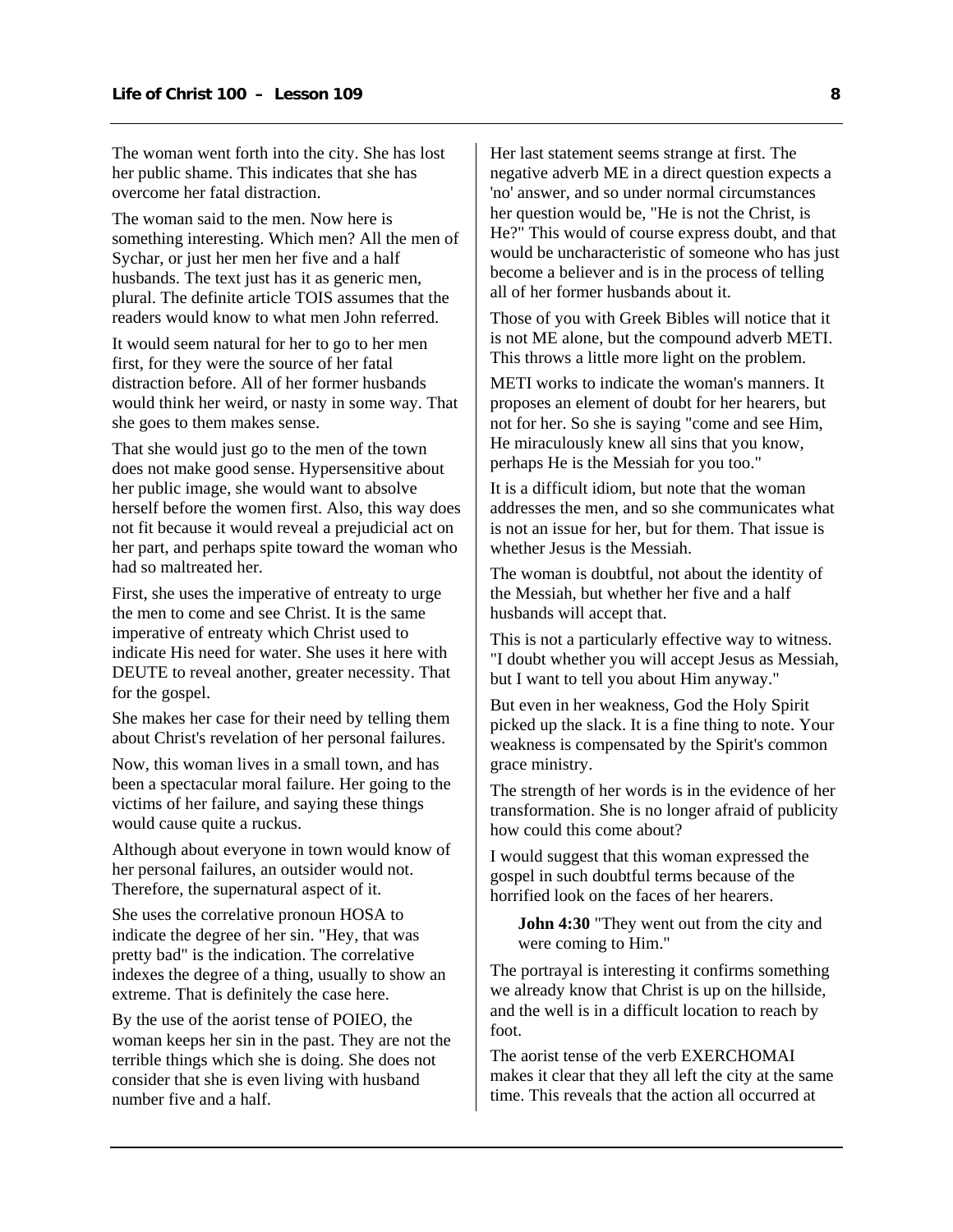The woman went forth into the city. She has lost her public shame. This indicates that she has overcome her fatal distraction.

The woman said to the men. Now here is something interesting. Which men? All the men of Sychar, or just her men her five and a half husbands. The text just has it as generic men, plural. The definite article TOIS assumes that the readers would know to what men John referred.

It would seem natural for her to go to her men first, for they were the source of her fatal distraction before. All of her former husbands would think her weird, or nasty in some way. That she goes to them makes sense.

That she would just go to the men of the town does not make good sense. Hypersensitive about her public image, she would want to absolve herself before the women first. Also, this way does not fit because it would reveal a prejudicial act on her part, and perhaps spite toward the woman who had so maltreated her.

First, she uses the imperative of entreaty to urge the men to come and see Christ. It is the same imperative of entreaty which Christ used to indicate His need for water. She uses it here with DEUTE to reveal another, greater necessity. That for the gospel.

She makes her case for their need by telling them about Christ's revelation of her personal failures.

Now, this woman lives in a small town, and has been a spectacular moral failure. Her going to the victims of her failure, and saying these things would cause quite a ruckus.

Although about everyone in town would know of her personal failures, an outsider would not. Therefore, the supernatural aspect of it.

She uses the correlative pronoun HOSA to indicate the degree of her sin. "Hey, that was pretty bad" is the indication. The correlative indexes the degree of a thing, usually to show an extreme. That is definitely the case here.

By the use of the aorist tense of POIEO, the woman keeps her sin in the past. They are not the terrible things which she is doing. She does not consider that she is even living with husband number five and a half.

Her last statement seems strange at first. The negative adverb ME in a direct question expects a 'no' answer, and so under normal circumstances her question would be, "He is not the Christ, is He?" This would of course express doubt, and that would be uncharacteristic of someone who has just become a believer and is in the process of telling all of her former husbands about it.

Those of you with Greek Bibles will notice that it is not ME alone, but the compound adverb METI. This throws a little more light on the problem.

METI works to indicate the woman's manners. It proposes an element of doubt for her hearers, but not for her. So she is saying "come and see Him, He miraculously knew all sins that you know, perhaps He is the Messiah for you too."

It is a difficult idiom, but note that the woman addresses the men, and so she communicates what is not an issue for her, but for them. That issue is whether Jesus is the Messiah.

The woman is doubtful, not about the identity of the Messiah, but whether her five and a half husbands will accept that.

This is not a particularly effective way to witness. "I doubt whether you will accept Jesus as Messiah, but I want to tell you about Him anyway."

But even in her weakness, God the Holy Spirit picked up the slack. It is a fine thing to note. Your weakness is compensated by the Spirit's common grace ministry.

The strength of her words is in the evidence of her transformation. She is no longer afraid of publicity how could this come about?

I would suggest that this woman expressed the gospel in such doubtful terms because of the horrified look on the faces of her hearers.

> **John 4:30** "They went out from the city and were coming to Him."

The portrayal is interesting it confirms something we already know that Christ is up on the hillside, and the well is in a difficult location to reach by foot.

The aorist tense of the verb EXERCHOMAI makes it clear that they all left the city at the same time. This reveals that the action all occurred at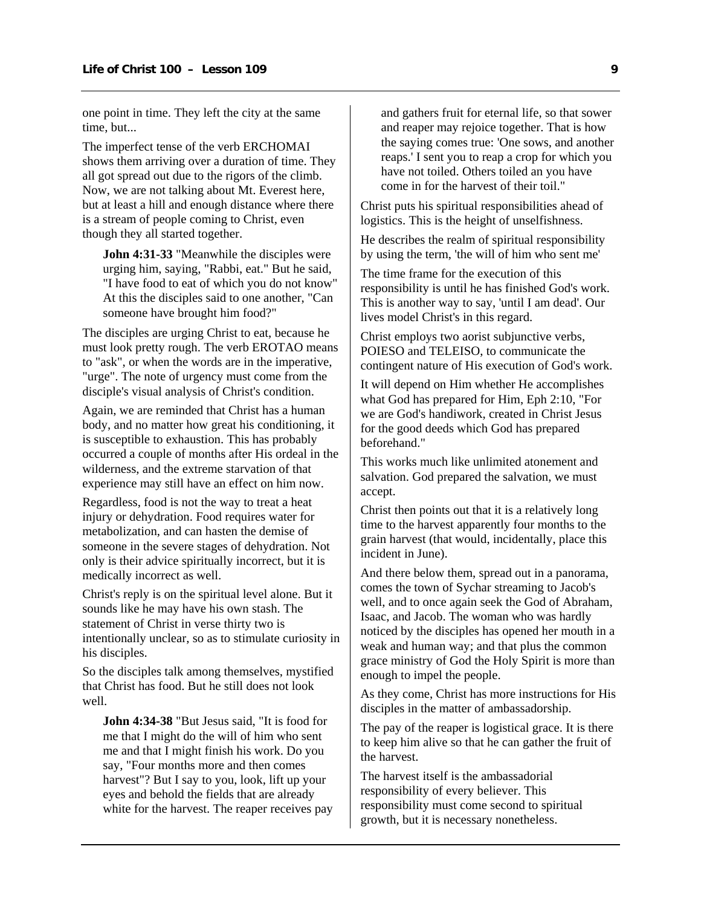one point in time. They left the city at the same time, but...

The imperfect tense of the verb ERCHOMAI shows them arriving over a duration of time. They all got spread out due to the rigors of the climb. Now, we are not talking about Mt. Everest here, but at least a hill and enough distance where there is a stream of people coming to Christ, even though they all started together.

> **John 4:31-33** "Meanwhile the disciples were urging him, saying, "Rabbi, eat." But he said, "I have food to eat of which you do not know" At this the disciples said to one another, "Can someone have brought him food?"

The disciples are urging Christ to eat, because he must look pretty rough. The verb EROTAO means to "ask", or when the words are in the imperative, "urge". The note of urgency must come from the disciple's visual analysis of Christ's condition.

Again, we are reminded that Christ has a human body, and no matter how great his conditioning, it is susceptible to exhaustion. This has probably occurred a couple of months after His ordeal in the wilderness, and the extreme starvation of that experience may still have an effect on him now.

Regardless, food is not the way to treat a heat injury or dehydration. Food requires water for metabolization, and can hasten the demise of someone in the severe stages of dehydration. Not only is their advice spiritually incorrect, but it is medically incorrect as well.

Christ's reply is on the spiritual level alone. But it sounds like he may have his own stash. The statement of Christ in verse thirty two is intentionally unclear, so as to stimulate curiosity in his disciples.

So the disciples talk among themselves, mystified that Christ has food. But he still does not look well.

> **John 4:34-38** "But Jesus said, "It is food for me that I might do the will of him who sent me and that I might finish his work. Do you say, "Four months more and then comes harvest"? But I say to you, look, lift up your eyes and behold the fields that are already white for the harvest. The reaper receives pay and gathers fruit for eternal life, so that sower and reaper may rejoice together. That is how the saying comes true: 'One sows, and another reaps.' I sent you to reap a crop for which you have not toiled. Others toiled an you have come in for the harvest of their toil."

Christ puts his spiritual responsibilities ahead of logistics. This is the height of unselfishness.

He describes the realm of spiritual responsibility by using the term, 'the will of him who sent me'

The time frame for the execution of this responsibility is until he has finished God's work. This is another way to say, 'until I am dead'. Our lives model Christ's in this regard.

Christ employs two aorist subjunctive verbs, POIESO and TELEISO, to communicate the contingent nature of His execution of God's work.

It will depend on Him whether He accomplishes what God has prepared for Him, Eph 2:10, "For we are God's handiwork, created in Christ Jesus for the good deeds which God has prepared beforehand."

This works much like unlimited atonement and salvation. God prepared the salvation, we must accept.

Christ then points out that it is a relatively long time to the harvest apparently four months to the grain harvest (that would, incidentally, place this incident in June).

And there below them, spread out in a panorama, comes the town of Sychar streaming to Jacob's well, and to once again seek the God of Abraham, Isaac, and Jacob. The woman who was hardly noticed by the disciples has opened her mouth in a weak and human way; and that plus the common grace ministry of God the Holy Spirit is more than enough to impel the people.

As they come, Christ has more instructions for His disciples in the matter of ambassadorship.

The pay of the reaper is logistical grace. It is there to keep him alive so that he can gather the fruit of the harvest.

The harvest itself is the ambassadorial responsibility of every believer. This responsibility must come second to spiritual growth, but it is necessary nonetheless.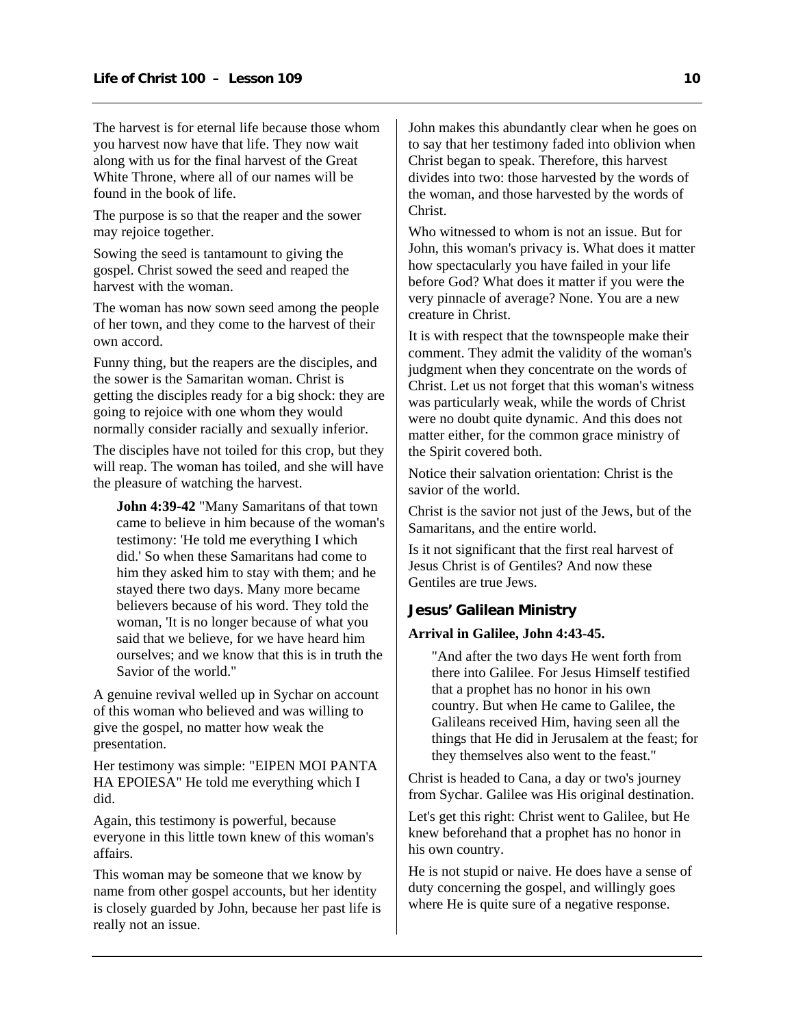The harvest is for eternal life because those whom you harvest now have that life. They now wait along with us for the final harvest of the Great White Throne, where all of our names will be found in the book of life.

The purpose is so that the reaper and the sower may rejoice together.

Sowing the seed is tantamount to giving the gospel. Christ sowed the seed and reaped the harvest with the woman.

The woman has now sown seed among the people of her town, and they come to the harvest of their own accord.

Funny thing, but the reapers are the disciples, and the sower is the Samaritan woman. Christ is getting the disciples ready for a big shock: they are going to rejoice with one whom they would normally consider racially and sexually inferior.

The disciples have not toiled for this crop, but they will reap. The woman has toiled, and she will have the pleasure of watching the harvest.

> **John 4:39-42** "Many Samaritans of that town came to believe in him because of the woman's testimony: 'He told me everything I which did.' So when these Samaritans had come to him they asked him to stay with them; and he stayed there two days. Many more became believers because of his word. They told the woman, 'It is no longer because of what you said that we believe, for we have heard him ourselves; and we know that this is in truth the Savior of the world."

A genuine revival welled up in Sychar on account of this woman who believed and was willing to give the gospel, no matter how weak the presentation.

Her testimony was simple: "EIPEN MOI PANTA HA EPOIESA" He told me everything which I did.

Again, this testimony is powerful, because everyone in this little town knew of this woman's affairs.

This woman may be someone that we know by name from other gospel accounts, but her identity is closely guarded by John, because her past life is really not an issue.

John makes this abundantly clear when he goes on to say that her testimony faded into oblivion when Christ began to speak. Therefore, this harvest divides into two: those harvested by the words of the woman, and those harvested by the words of Christ.

Who witnessed to whom is not an issue. But for John, this woman's privacy is. What does it matter how spectacularly you have failed in your life before God? What does it matter if you were the very pinnacle of average? None. You are a new creature in Christ.

It is with respect that the townspeople make their comment. They admit the validity of the woman's judgment when they concentrate on the words of Christ. Let us not forget that this woman's witness was particularly weak, while the words of Christ were no doubt quite dynamic. And this does not matter either, for the common grace ministry of the Spirit covered both.

Notice their salvation orientation: Christ is the savior of the world.

Christ is the savior not just of the Jews, but of the Samaritans, and the entire world.

Is it not significant that the first real harvest of Jesus Christ is of Gentiles? And now these Gentiles are true Jews.

## Jesus' Galilean Ministry

**Arrival in Galilee, John 4:43-45.**

> "And after the two days He went forth from there into Galilee. For Jesus Himself testified that a prophet has no honor in his own country. But when He came to Galilee, the Galileans received Him, having seen all the things that He did in Jerusalem at the feast; for they themselves also went to the feast."

Christ is headed to Cana, a day or two's journey from Sychar. Galilee was His original destination.

Let's get this right: Christ went to Galilee, but He knew beforehand that a prophet has no honor in his own country.

He is not stupid or naive. He does have a sense of duty concerning the gospel, and willingly goes where He is quite sure of a negative response.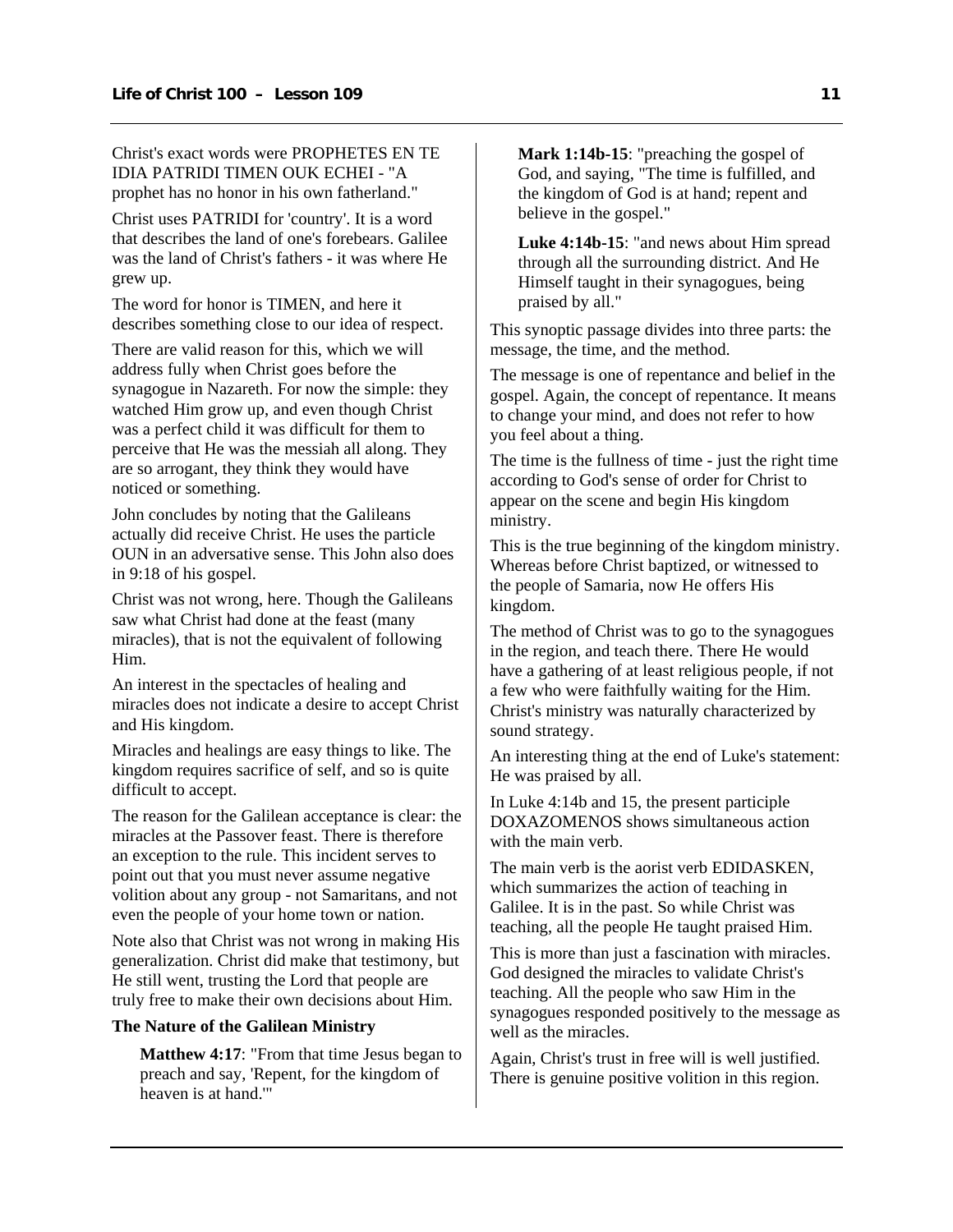Christ's exact words were PROPHETES EN TE IDIA PATRIDI TIMEN OUK ECHEI - "A prophet has no honor in his own fatherland."

Christ uses PATRIDI for 'country'. It is a word that describes the land of one's forebears. Galilee was the land of Christ's fathers - it was where He grew up.

The word for honor is TIMEN, and here it describes something close to our idea of respect.

There are valid reason for this, which we will address fully when Christ goes before the synagogue in Nazareth. For now the simple: they watched Him grow up, and even though Christ was a perfect child it was difficult for them to perceive that He was the messiah all along. They are so arrogant, they think they would have noticed or something.

John concludes by noting that the Galileans actually did receive Christ. He uses the particle OUN in an adversative sense. This John also does in 9:18 of his gospel.

Christ was not wrong, here. Though the Galileans saw what Christ had done at the feast (many miracles), that is not the equivalent of following Him.

An interest in the spectacles of healing and miracles does not indicate a desire to accept Christ and His kingdom.

Miracles and healings are easy things to like. The kingdom requires sacrifice of self, and so is quite difficult to accept.

The reason for the Galilean acceptance is clear: the miracles at the Passover feast. There is therefore an exception to the rule. This incident serves to point out that you must never assume negative volition about any group - not Samaritans, and not even the people of your home town or nation.

Note also that Christ was not wrong in making His generalization. Christ did make that testimony, but He still went, trusting the Lord that people are truly free to make their own decisions about Him.

**The Nature of the Galilean Ministry**

> **Matthew 4:17**: "From that time Jesus began to preach and say, 'Repent, for the kingdom of heaven is at hand.'"

> **Mark 1:14b-15**: "preaching the gospel of God, and saying, "The time is fulfilled, and the kingdom of God is at hand; repent and believe in the gospel."

> **Luke 4:14b-15**: "and news about Him spread through all the surrounding district. And He Himself taught in their synagogues, being praised by all."

This synoptic passage divides into three parts: the message, the time, and the method.

The message is one of repentance and belief in the gospel. Again, the concept of repentance. It means to change your mind, and does not refer to how you feel about a thing.

The time is the fullness of time - just the right time according to God's sense of order for Christ to appear on the scene and begin His kingdom ministry.

This is the true beginning of the kingdom ministry. Whereas before Christ baptized, or witnessed to the people of Samaria, now He offers His kingdom.

The method of Christ was to go to the synagogues in the region, and teach there. There He would have a gathering of at least religious people, if not a few who were faithfully waiting for the Him. Christ's ministry was naturally characterized by sound strategy.

An interesting thing at the end of Luke's statement: He was praised by all.

In Luke 4:14b and 15, the present participle DOXAZOMENOS shows simultaneous action with the main verb.

The main verb is the aorist verb EDIDASKEN, which summarizes the action of teaching in Galilee. It is in the past. So while Christ was teaching, all the people He taught praised Him.

This is more than just a fascination with miracles. God designed the miracles to validate Christ's teaching. All the people who saw Him in the synagogues responded positively to the message as well as the miracles.

Again, Christ's trust in free will is well justified. There is genuine positive volition in this region.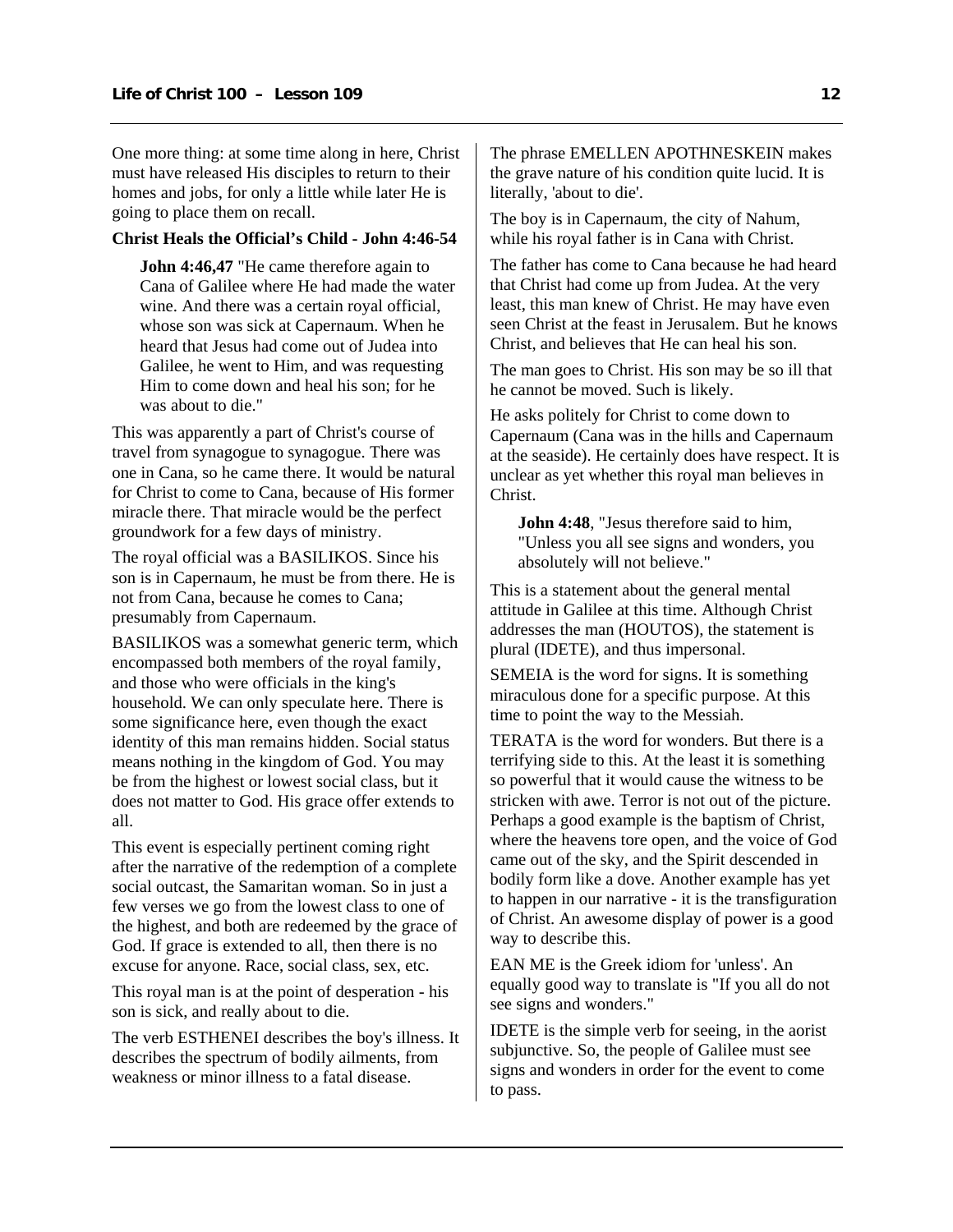One more thing: at some time along in here, Christ must have released His disciples to return to their homes and jobs, for only a little while later He is going to place them on recall.

**Christ Heals the Official's Child - John 4:46-54**

> **John 4:46,47** "He came therefore again to Cana of Galilee where He had made the water wine. And there was a certain royal official, whose son was sick at Capernaum. When he heard that Jesus had come out of Judea into Galilee, he went to Him, and was requesting Him to come down and heal his son; for he was about to die."

This was apparently a part of Christ's course of travel from synagogue to synagogue. There was one in Cana, so he came there. It would be natural for Christ to come to Cana, because of His former miracle there. That miracle would be the perfect groundwork for a few days of ministry.

The royal official was a BASILIKOS. Since his son is in Capernaum, he must be from there. He is not from Cana, because he comes to Cana; presumably from Capernaum.

BASILIKOS was a somewhat generic term, which encompassed both members of the royal family, and those who were officials in the king's household. We can only speculate here. There is some significance here, even though the exact identity of this man remains hidden. Social status means nothing in the kingdom of God. You may be from the highest or lowest social class, but it does not matter to God. His grace offer extends to all.

This event is especially pertinent coming right after the narrative of the redemption of a complete social outcast, the Samaritan woman. So in just a few verses we go from the lowest class to one of the highest, and both are redeemed by the grace of God. If grace is extended to all, then there is no excuse for anyone. Race, social class, sex, etc.

This royal man is at the point of desperation - his son is sick, and really about to die.

The verb ESTHENEI describes the boy's illness. It describes the spectrum of bodily ailments, from weakness or minor illness to a fatal disease.

The phrase EMELLEN APOTHNESKEIN makes the grave nature of his condition quite lucid. It is literally, 'about to die'.

The boy is in Capernaum, the city of Nahum, while his royal father is in Cana with Christ.

The father has come to Cana because he had heard that Christ had come up from Judea. At the very least, this man knew of Christ. He may have even seen Christ at the feast in Jerusalem. But he knows Christ, and believes that He can heal his son.

The man goes to Christ. His son may be so ill that he cannot be moved. Such is likely.

He asks politely for Christ to come down to Capernaum (Cana was in the hills and Capernaum at the seaside). He certainly does have respect. It is unclear as yet whether this royal man believes in Christ.

> **John 4:48**, "Jesus therefore said to him, "Unless you all see signs and wonders, you absolutely will not believe."

This is a statement about the general mental attitude in Galilee at this time. Although Christ addresses the man (HOUTOS), the statement is plural (IDETE), and thus impersonal.

SEMEIA is the word for signs. It is something miraculous done for a specific purpose. At this time to point the way to the Messiah.

TERATA is the word for wonders. But there is a terrifying side to this. At the least it is something so powerful that it would cause the witness to be stricken with awe. Terror is not out of the picture. Perhaps a good example is the baptism of Christ, where the heavens tore open, and the voice of God came out of the sky, and the Spirit descended in bodily form like a dove. Another example has yet to happen in our narrative - it is the transfiguration of Christ. An awesome display of power is a good way to describe this.

EAN ME is the Greek idiom for 'unless'. An equally good way to translate is "If you all do not see signs and wonders."

IDETE is the simple verb for seeing, in the aorist subjunctive. So, the people of Galilee must see signs and wonders in order for the event to come to pass.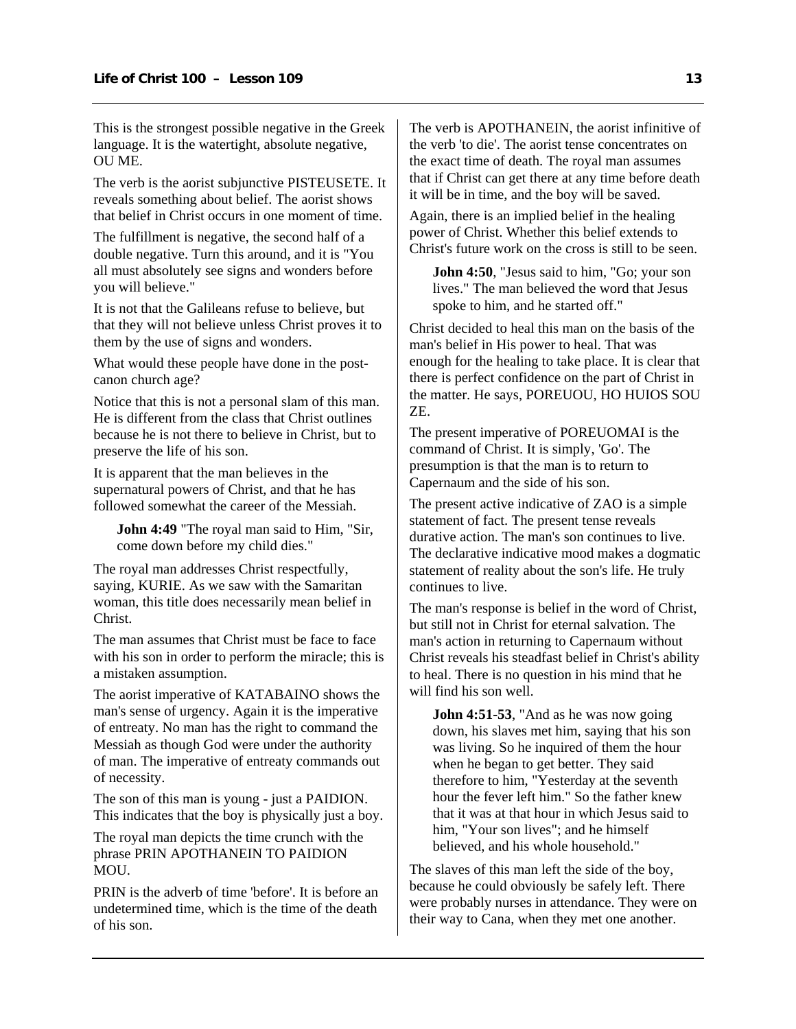This is the strongest possible negative in the Greek language. It is the watertight, absolute negative, OU ME.

The verb is the aorist subjunctive PISTEUSETE. It reveals something about belief. The aorist shows that belief in Christ occurs in one moment of time.

The fulfillment is negative, the second half of a double negative. Turn this around, and it is "You all must absolutely see signs and wonders before you will believe."

It is not that the Galileans refuse to believe, but that they will not believe unless Christ proves it to them by the use of signs and wonders.

What would these people have done in the post-canon church age?

Notice that this is not a personal slam of this man. He is different from the class that Christ outlines because he is not there to believe in Christ, but to preserve the life of his son.

It is apparent that the man believes in the supernatural powers of Christ, and that he has followed somewhat the career of the Messiah.

> **John 4:49** "The royal man said to Him, "Sir, come down before my child dies."

The royal man addresses Christ respectfully, saying, KURIE. As we saw with the Samaritan woman, this title does necessarily mean belief in Christ.

The man assumes that Christ must be face to face with his son in order to perform the miracle; this is a mistaken assumption.

The aorist imperative of KATABAINO shows the man's sense of urgency. Again it is the imperative of entreaty. No man has the right to command the Messiah as though God were under the authority of man. The imperative of entreaty commands out of necessity.

The son of this man is young - just a PAIDION. This indicates that the boy is physically just a boy.

The royal man depicts the time crunch with the phrase PRIN APOTHANEIN TO PAIDION MOU.

PRIN is the adverb of time 'before'. It is before an undetermined time, which is the time of the death of his son.

The verb is APOTHANEIN, the aorist infinitive of the verb 'to die'. The aorist tense concentrates on the exact time of death. The royal man assumes that if Christ can get there at any time before death it will be in time, and the boy will be saved.

Again, there is an implied belief in the healing power of Christ. Whether this belief extends to Christ's future work on the cross is still to be seen.

> **John 4:50**, "Jesus said to him, "Go; your son lives." The man believed the word that Jesus spoke to him, and he started off."

Christ decided to heal this man on the basis of the man's belief in His power to heal. That was enough for the healing to take place. It is clear that there is perfect confidence on the part of Christ in the matter. He says, POREUOU, HO HUIOS SOU ZE.

The present imperative of POREUOMAI is the command of Christ. It is simply, 'Go'. The presumption is that the man is to return to Capernaum and the side of his son.

The present active indicative of ZAO is a simple statement of fact. The present tense reveals durative action. The man's son continues to live. The declarative indicative mood makes a dogmatic statement of reality about the son's life. He truly continues to live.

The man's response is belief in the word of Christ, but still not in Christ for eternal salvation. The man's action in returning to Capernaum without Christ reveals his steadfast belief in Christ's ability to heal. There is no question in his mind that he will find his son well.

> **John 4:51-53**, "And as he was now going down, his slaves met him, saying that his son was living. So he inquired of them the hour when he began to get better. They said therefore to him, "Yesterday at the seventh hour the fever left him." So the father knew that it was at that hour in which Jesus said to him, "Your son lives"; and he himself believed, and his whole household."

The slaves of this man left the side of the boy, because he could obviously be safely left. There were probably nurses in attendance. They were on their way to Cana, when they met one another.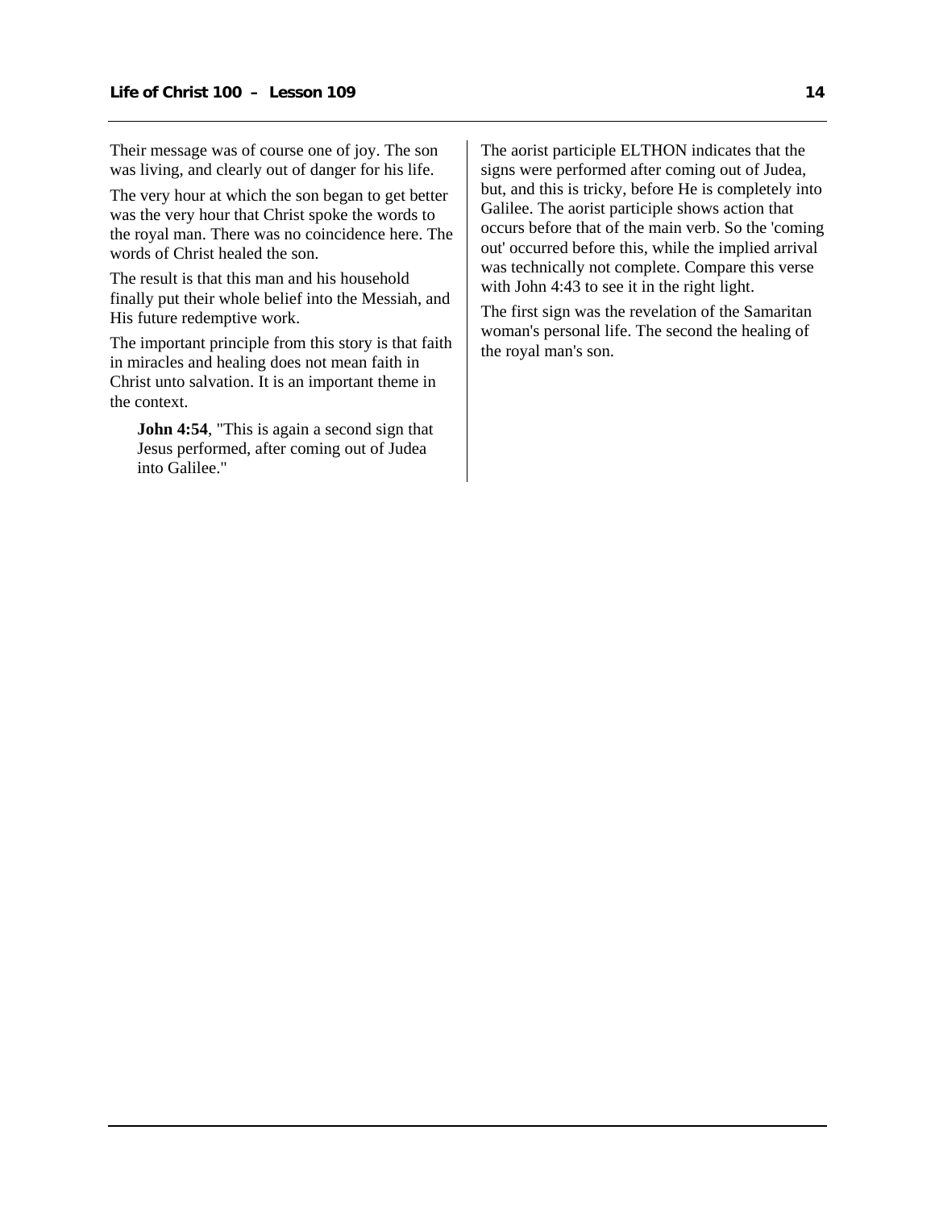Their message was of course one of joy. The son was living, and clearly out of danger for his life.

The very hour at which the son began to get better was the very hour that Christ spoke the words to the royal man. There was no coincidence here. The words of Christ healed the son.

The result is that this man and his household finally put their whole belief into the Messiah, and His future redemptive work.

The important principle from this story is that faith in miracles and healing does not mean faith in Christ unto salvation. It is an important theme in the context.

> **John 4:54**, "This is again a second sign that Jesus performed, after coming out of Judea into Galilee."

The aorist participle ELTHON indicates that the signs were performed after coming out of Judea, but, and this is tricky, before He is completely into Galilee. The aorist participle shows action that occurs before that of the main verb. So the 'coming out' occurred before this, while the implied arrival was technically not complete. Compare this verse with John 4:43 to see it in the right light.

The first sign was the revelation of the Samaritan woman's personal life. The second the healing of the royal man's son.